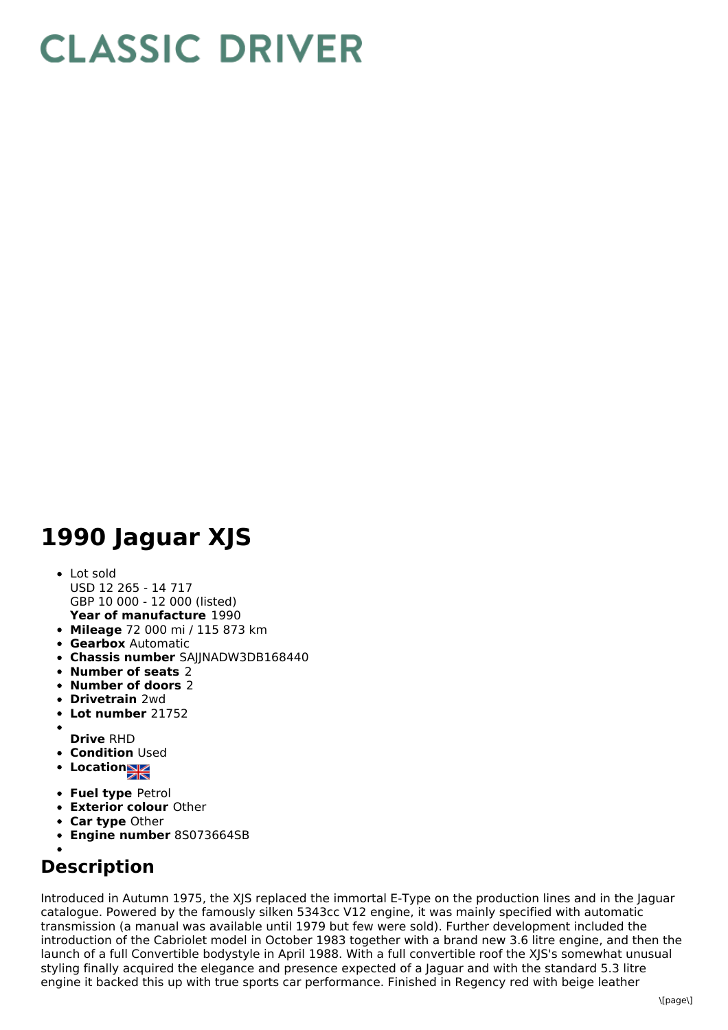#### CLASSIC DRIVER

# 1990 Jaguar XJS

- Lot sold  
USD 12 265 - 14 717  
GBP 10 000 - 12 000 (listed)  
**Year of manufacture** 1990
- **Mileage** 72 000 mi / 115 873 km
- **Gearbox** Automatic
- **Chassis number** SAJJNADW3DB168440
- **Number of seats** 2
- **Number of doors** 2
- **Drivetrain** 2wd
- **Lot number** 21752
- **Drive** RHD
- **Condition** Used
- **Location**
- **Fuel type** Petrol
- **Exterior colour** Other
- **Car type** Other
- **Engine number** 8S073664SB

## Description

Introduced in Autumn 1975, the XJS replaced the immortal E-Type on the production lines and in the Jaguar catalogue. Powered by the famously silken 5343cc V12 engine, it was mainly specified with automatic transmission (a manual was available until 1979 but few were sold). Further development included the introduction of the Cabriolet model in October 1983 together with a brand new 3.6 litre engine, and then the launch of a full Convertible bodystyle in April 1988. With a full convertible roof the XJS's somewhat unusual styling finally acquired the elegance and presence expected of a Jaguar and with the standard 5.3 litre engine it backed this up with true sports car performance. Finished in Regency red with beige leather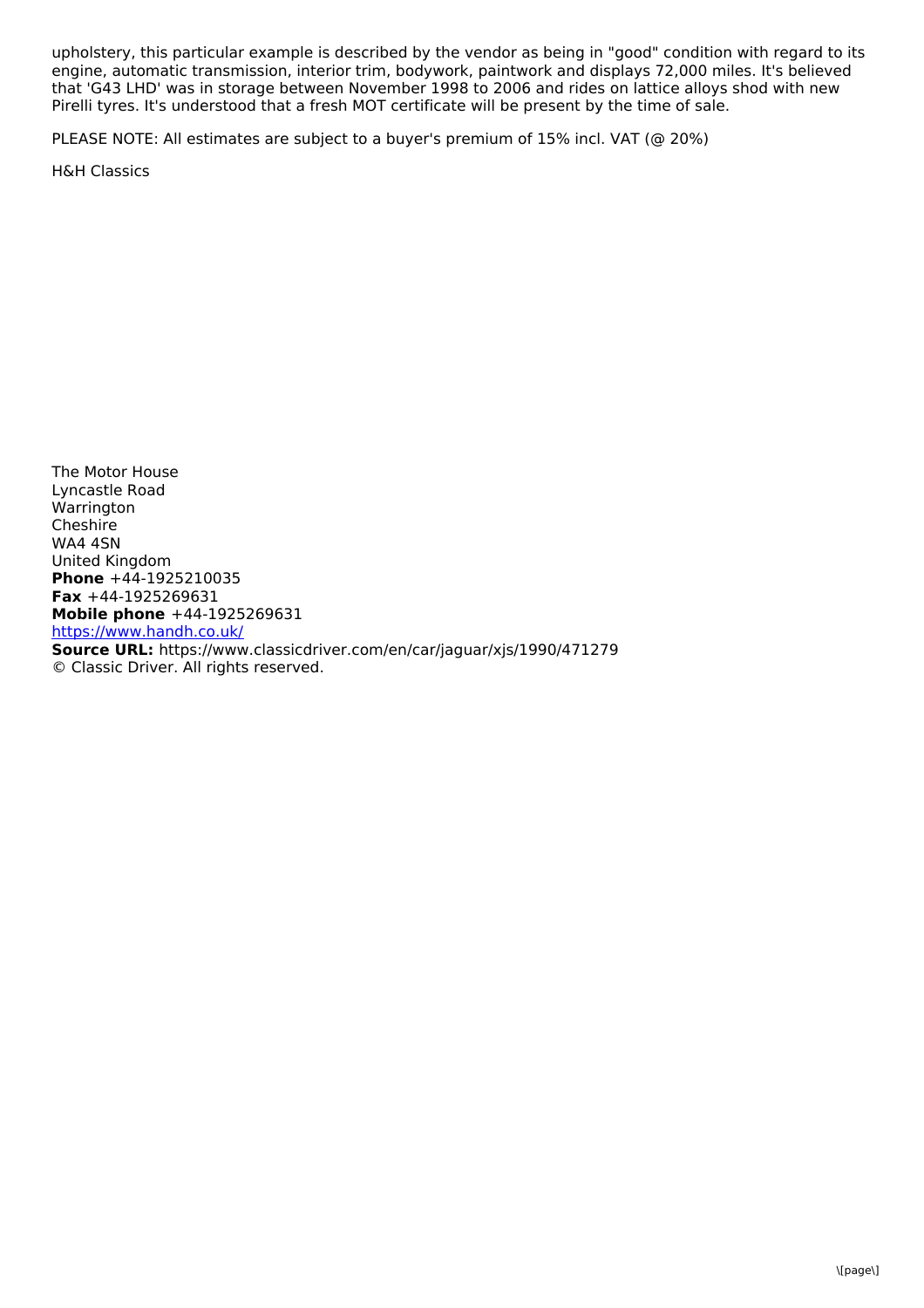upholstery, this particular example is described by the vendor as being in "good" condition with regard to its engine, automatic transmission, interior trim, bodywork, paintwork and displays 72,000 miles. It's believed that 'G43 LHD' was in storage between November 1998 to 2006 and rides on lattice alloys shod with new Pirelli tyres. It's understood that a fresh MOT certificate will be present by the time of sale.

PLEASE NOTE: All estimates are subject to a buyer's premium of 15% incl. VAT (@ 20%)

H&H Classics

The Motor House
Lyncastle Road
Warrington
Cheshire
WA4 4SN
United Kingdom
**Phone** +44-1925210035
**Fax** +44-1925269631
**Mobile phone** +44-1925269631
[https://www.handh.co.uk/](https://www.handh.co.uk/)
**Source URL:** https://www.classicdriver.com/en/car/jaguar/xjs/1990/471279
© Classic Driver. All rights reserved.